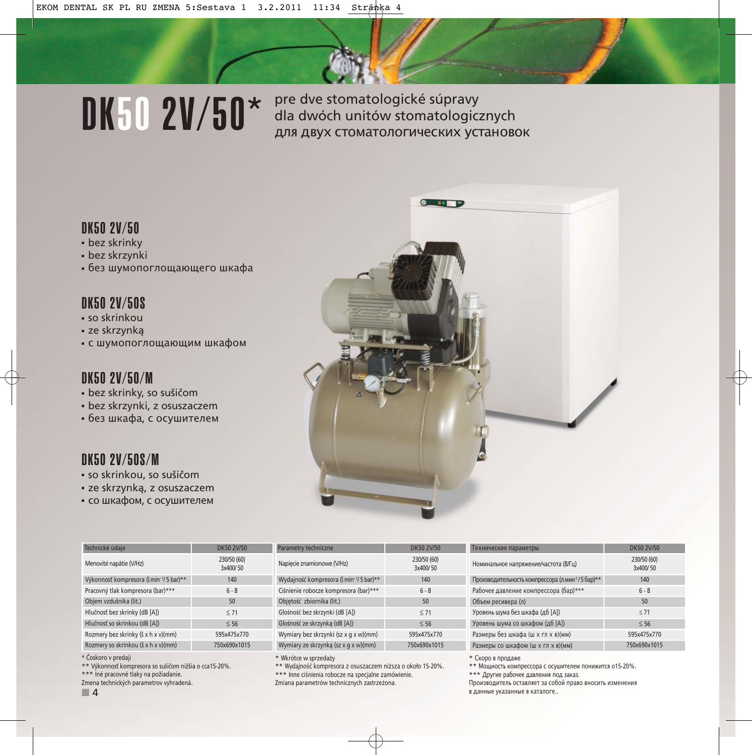# DK50 2V/50*

pre dve stomatologické súpravy
dla dwóch unitów stomatologicznych
для двух стоматологических установок

## DK50 2V/50

- bez skrinky
- bez skrzynki
- без шумопоглощающего шкафа

## DK50 2V/50S

- so skrinkou
- ze skrzynką
- с шумопоглощающим шкафом

## DK50 2V/50/M

- bez skrinky, so sušičom
- bez skrzynki, z osuszaczem
- без шкафа, с осушителем

## DK50 2V/50S/M

- so skrinkou, so sušičom
- ze skrzynką, z osuszaczem
- со шкафом, с осушителем

| Technické údaje | DK50 2V/50 |
|---|---|
| Menovité napätie (V/Hz) | 230/50 (60) 3x400/ 50 |
| Výkonnosť kompresora (l.min⁻¹/ 5 bar)** | 140 |
| Pracovný tlak kompresora (bar)*** | 6 - 8 |
| Objem vzdušníka (lit.) | 50 |
| Hlučnosť bez skrinky (dB [A]) | ≤ 71 |
| Hlučnosť so skrinkou (dB [A]) | ≤ 56 |
| Rozmery bez skrinky (š x h x v)(mm) | 595x475x770 |
| Rozmery so skrinkou (š x h x v)(mm) | 750x690x1015 |

\* Čoskoro v predaji
** Výkonnosť kompresora so sušičom nižšia o cca15-20%.
*** Iné pracovné tlaky na požiadanie.
Zmena technických parametrov vyhradená.

| Parametry techniczne | DK50 2V/50 |
|---|---|
| Napięcie znamionowe (V/Hz) | 230/50 (60) 3x400/ 50 |
| Wydajność kompresora (l.min⁻¹/ 5 bar)** | 140 |
| Ciśnienie robocze kompresora (bar)*** | 6 - 8 |
| Objętość zbiornika (lit.) | 50 |
| Głośność bez skrzynki (dB [A]) | ≤ 71 |
| Głośność ze skrzynką (dB [A]) | ≤ 56 |
| Wymiary bez skrzynki (sz x g x w)(mm) | 595x475x770 |
| Wymiary ze skrzynką (sz x g x w)(mm) | 750x690x1015 |

\* Wkrótce w sprzedaży
** Wydajność kompresora z osuszaczem niższa o około 15-20%.
*** Inne ciśnienia robocze na specjalne zamówienie.
Zmiana parametrów technicznych zastrzeżona.

| Технические параметры | DK50 2V/50 |
|---|---|
| Номинальное напряжение/частота (В/Гц) | 230/50 (60) 3x400/ 50 |
| Производительность компрессора (л.мин⁻¹ / 5 бар)** | 140 |
| Рабочее давление компрессора (бар)*** | 6 - 8 |
| Объем ресивера (л) | 50 |
| Уровень шума без шкафа (дб [A]) | ≤ 71 |
| Уровень шума со шкафом (дб [A]) | ≤ 56 |
| Размеры без шкафа (ш х гл х в)(мм) | 595x475x770 |
| Размеры со шкафом (ш х гл х в)(мм) | 750x690x1015 |

\* Скоро в продаже
** Мощность компрессора с осушителем понижится о15-20%.
*** Другие рабочее давления под заказ.
Производитель оставляет за собой право вносить изменения в данные указанные в каталоге..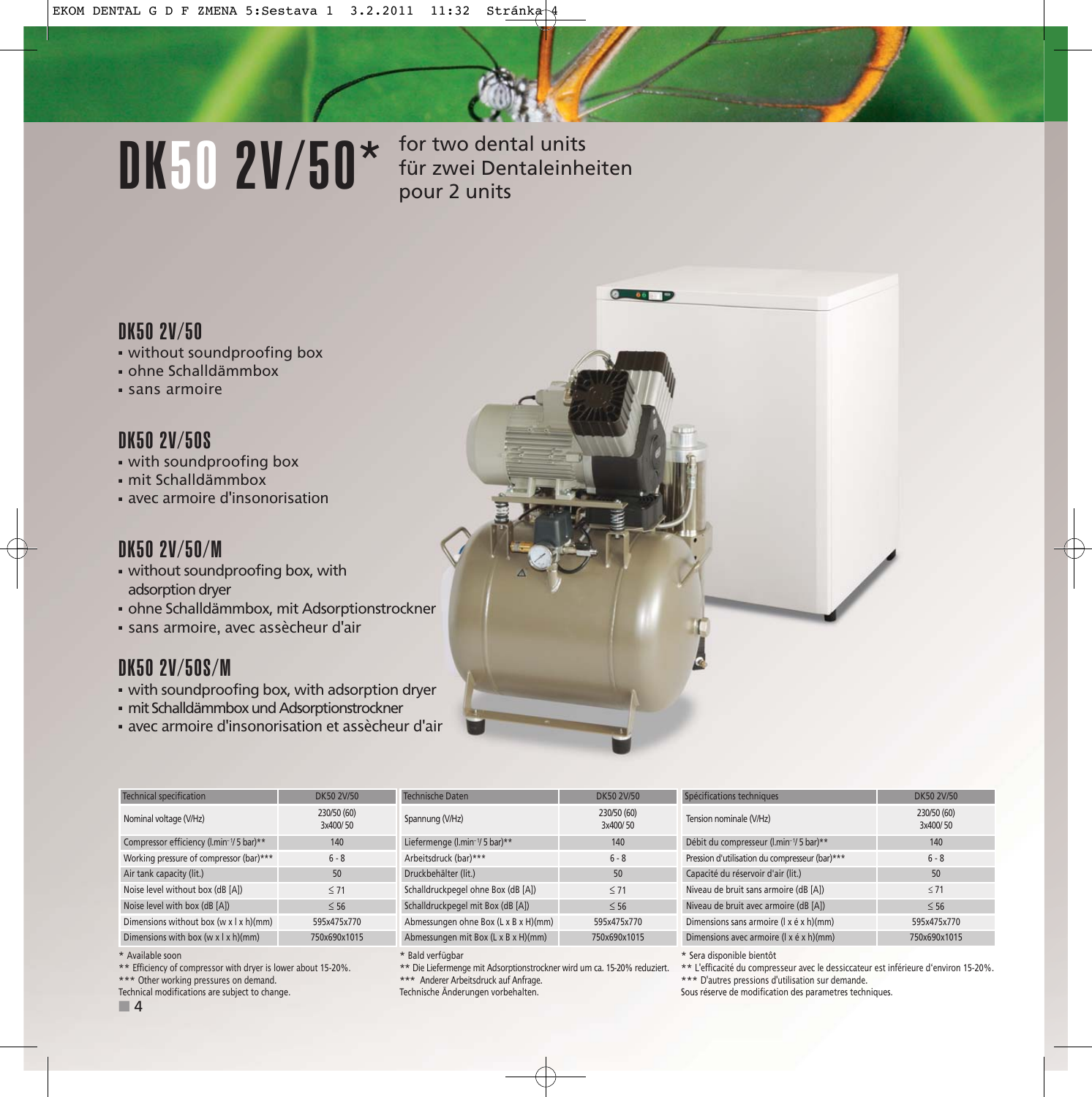# DK50 2V/50*

for two dental units
für zwei Dentaleinheiten
pour 2 units

## DK50 2V/50

- without soundproofing box
- ohne Schalldämmbox
- sans armoire

## DK50 2V/50S

- with soundproofing box
- mit Schalldämmbox
- avec armoire d'insonorisation

## DK50 2V/50/M

- without soundproofing box, with adsorption dryer
- ohne Schalldämmbox, mit Adsorptionstrockner
- sans armoire, avec assècheur d'air

## DK50 2V/50S/M

- with soundproofing box, with adsorption dryer
- mit Schalldämmbox und Adsorptionstrockner
- avec armoire d'insonorisation et assècheur d'air

| Technical specification | DK50 2V/50 |
|---|---|
| Nominal voltage (V/Hz) | 230/50 (60) 3x400/ 50 |
| Compressor efficiency ($l.min^{-1}$/ 5 bar)** | 140 |
| Working pressure of compressor (bar)*** | 6 - 8 |
| Air tank capacity (lit.) | 50 |
| Noise level without box (dB [A]) | ≤ 71 |
| Noise level with box (dB [A]) | ≤ 56 |
| Dimensions without box (w x l x h)(mm) | 595x475x770 |
| Dimensions with box (w x l x h)(mm) | 750x690x1015 |

\* Available soon
** Efficiency of compressor with dryer is lower about 15-20%.
*** Other working pressures on demand.
Technical modifications are subject to change.

| Technische Daten | DK50 2V/50 |
|---|---|
| Spannung (V/Hz) | 230/50 (60) 3x400/ 50 |
| Liefermenge ($l.min^{-1}$/ 5 bar)** | 140 |
| Arbeitsdruck (bar)*** | 6 - 8 |
| Druckbehälter (lit.) | 50 |
| Schalldruckpegel ohne Box (dB [A]) | ≤ 71 |
| Schalldruckpegel mit Box (dB [A]) | ≤ 56 |
| Abmessungen ohne Box (L x B x H)(mm) | 595x475x770 |
| Abmessungen mit Box (L x B x H)(mm) | 750x690x1015 |

\* Bald verfügbar
** Die Liefermenge mit Adsorptionstrockner wird um ca. 15-20% reduziert.
*** Anderer Arbeitsdruck auf Anfrage.
Technische Änderungen vorbehalten.

| Spécifications techniques | DK50 2V/50 |
|---|---|
| Tension nominale (V/Hz) | 230/50 (60) 3x400/ 50 |
| Débit du compresseur ($l.min^{-1}$/ 5 bar)** | 140 |
| Pression d'utilisation du compresseur (bar)*** | 6 - 8 |
| Capacité du réservoir d'air (lit.) | 50 |
| Niveau de bruit sans armoire (dB [A]) | ≤ 71 |
| Niveau de bruit avec armoire (dB [A]) | ≤ 56 |
| Dimensions sans armoire (l x é x h)(mm) | 595x475x770 |
| Dimensions avec armoire (l x é x h)(mm) | 750x690x1015 |

\* Sera disponible bientôt
** L'efficacité du compresseur avec le dessiccateur est inférieure d'environ 15-20%.
*** D'autres pressions d'utilisation sur demande.
Sous réserve de modification des parametres techniques.